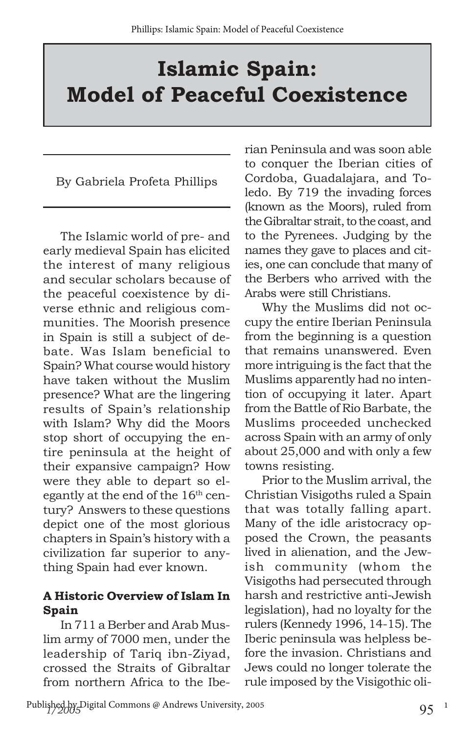# Islamic Spain: Model of Peaceful Coexistence

By Gabriela Profeta Phillips

The Islamic world of pre- and early medieval Spain has elicited the interest of many religious and secular scholars because of the peaceful coexistence by diverse ethnic and religious communities. The Moorish presence in Spain is still a subject of debate. Was Islam beneficial to Spain? What course would history have taken without the Muslim presence? What are the lingering results of Spain's relationship with Islam? Why did the Moors stop short of occupying the entire peninsula at the height of their expansive campaign? How were they able to depart so elegantly at the end of the 16th century? Answers to these questions depict one of the most glorious chapters in Spain's history with a civilization far superior to anything Spain had ever known.

## A Historic Overview of Islam In Spain

In 711 a Berber and Arab Muslim army of 7000 men, under the leadership of Tariq ibn-Ziyad, crossed the Straits of Gibraltar from northern Africa to the Iberian Peninsula and was soon able to conquer the Iberian cities of Cordoba, Guadalajara, and Toledo. By 719 the invading forces (known as the Moors), ruled from the Gibraltar strait, to the coast, and to the Pyrenees. Judging by the names they gave to places and cities, one can conclude that many of the Berbers who arrived with the Arabs were still Christians.

Why the Muslims did not occupy the entire Iberian Peninsula from the beginning is a question that remains unanswered. Even more intriguing is the fact that the Muslims apparently had no intention of occupying it later. Apart from the Battle of Rio Barbate, the Muslims proceeded unchecked across Spain with an army of only about 25,000 and with only a few towns resisting.

Prior to the Muslim arrival, the Christian Visigoths ruled a Spain that was totally falling apart. Many of the idle aristocracy opposed the Crown, the peasants lived in alienation, and the Jewish community (whom the Visigoths had persecuted through harsh and restrictive anti-Jewish legislation), had no loyalty for the rulers (Kennedy 1996, 14-15). The Iberic peninsula was helpless before the invasion. Christians and Jews could no longer tolerate the rule imposed by the Visigothic oli-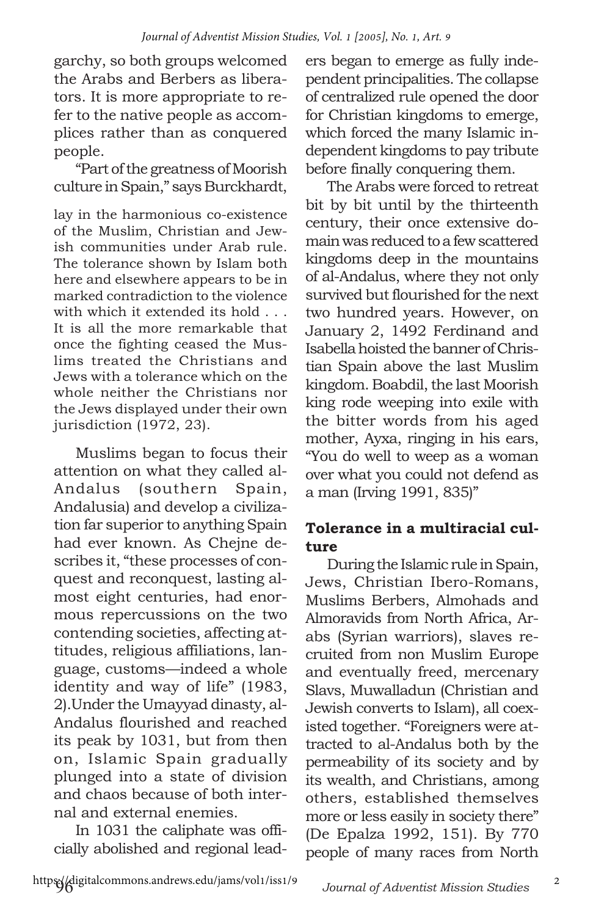garchy, so both groups welcomed the Arabs and Berbers as liberators. It is more appropriate to refer to the native people as accomplices rather than as conquered people.

"Part of the greatness of Moorish culture in Spain," says Burckhardt,

> lay in the harmonious co-existence of the Muslim, Christian and Jewish communities under Arab rule. The tolerance shown by Islam both here and elsewhere appears to be in marked contradiction to the violence with which it extended its hold . . . It is all the more remarkable that once the fighting ceased the Muslims treated the Christians and Jews with a tolerance which on the whole neither the Christians nor the Jews displayed under their own jurisdiction (1972, 23).

Muslims began to focus their attention on what they called al-Andalus (southern Spain, Andalusia) and develop a civilization far superior to anything Spain had ever known. As Chejne describes it, "these processes of conquest and reconquest, lasting almost eight centuries, had enormous repercussions on the two contending societies, affecting attitudes, religious affiliations, language, customs—indeed a whole identity and way of life" (1983, 2).Under the Umayyad dinasty, al-Andalus flourished and reached its peak by 1031, but from then on, Islamic Spain gradually plunged into a state of division and chaos because of both internal and external enemies.

In 1031 the caliphate was officially abolished and regional leaders began to emerge as fully independent principalities. The collapse of centralized rule opened the door for Christian kingdoms to emerge, which forced the many Islamic independent kingdoms to pay tribute before finally conquering them.

The Arabs were forced to retreat bit by bit until by the thirteenth century, their once extensive domain was reduced to a few scattered kingdoms deep in the mountains of al-Andalus, where they not only survived but flourished for the next two hundred years. However, on January 2, 1492 Ferdinand and Isabella hoisted the banner of Christian Spain above the last Muslim kingdom. Boabdil, the last Moorish king rode weeping into exile with the bitter words from his aged mother, Ayxa, ringing in his ears, "You do well to weep as a woman over what you could not defend as a man (Irving 1991, 835)"

## Tolerance in a multiracial culture

During the Islamic rule in Spain, Jews, Christian Ibero-Romans, Muslims Berbers, Almohads and Almoravids from North Africa, Arabs (Syrian warriors), slaves recruited from non Muslim Europe and eventually freed, mercenary Slavs, Muwalladun (Christian and Jewish converts to Islam), all coexisted together. "Foreigners were attracted to al-Andalus both by the permeability of its society and by its wealth, and Christians, among others, established themselves more or less easily in society there" (De Epalza 1992, 151). By 770 people of many races from North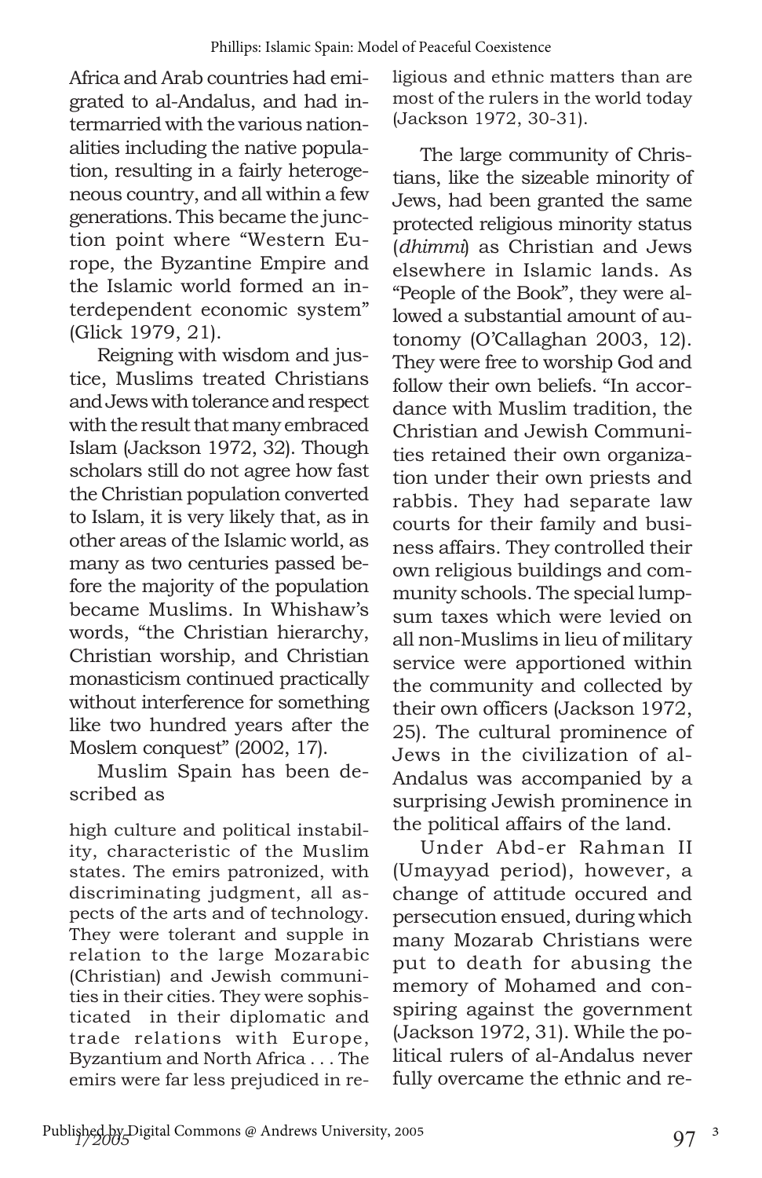Africa and Arab countries had emigrated to al-Andalus, and had intermarried with the various nationalities including the native population, resulting in a fairly heterogeneous country, and all within a few generations. This became the junction point where "Western Europe, the Byzantine Empire and the Islamic world formed an interdependent economic system" (Glick 1979, 21).

Reigning with wisdom and justice, Muslims treated Christians and Jews with tolerance and respect with the result that many embraced Islam (Jackson 1972, 32). Though scholars still do not agree how fast the Christian population converted to Islam, it is very likely that, as in other areas of the Islamic world, as many as two centuries passed before the majority of the population became Muslims. In Whishaw's words, "the Christian hierarchy, Christian worship, and Christian monasticism continued practically without interference for something like two hundred years after the Moslem conquest" (2002, 17).

Muslim Spain has been described as

> high culture and political instability, characteristic of the Muslim states. The emirs patronized, with discriminating judgment, all aspects of the arts and of technology. They were tolerant and supple in relation to the large Mozarabic (Christian) and Jewish communities in their cities. They were sophisticated in their diplomatic and trade relations with Europe, Byzantium and North Africa . . . The emirs were far less prejudiced in religious and ethnic matters than are most of the rulers in the world today (Jackson 1972, 30-31).

The large community of Christians, like the sizeable minority of Jews, had been granted the same protected religious minority status (*dhimmi*) as Christian and Jews elsewhere in Islamic lands. As "People of the Book", they were allowed a substantial amount of autonomy (O'Callaghan 2003, 12). They were free to worship God and follow their own beliefs. "In accordance with Muslim tradition, the Christian and Jewish Communities retained their own organization under their own priests and rabbis. They had separate law courts for their family and business affairs. They controlled their own religious buildings and community schools. The special lump-sum taxes which were levied on all non-Muslims in lieu of military service were apportioned within the community and collected by their own officers (Jackson 1972, 25). The cultural prominence of Jews in the civilization of al-Andalus was accompanied by a surprising Jewish prominence in the political affairs of the land.

Under Abd-er Rahman II (Umayyad period), however, a change of attitude occured and persecution ensued, during which many Mozarab Christians were put to death for abusing the memory of Mohamed and conspiring against the government (Jackson 1972, 31). While the political rulers of al-Andalus never fully overcame the ethnic and re-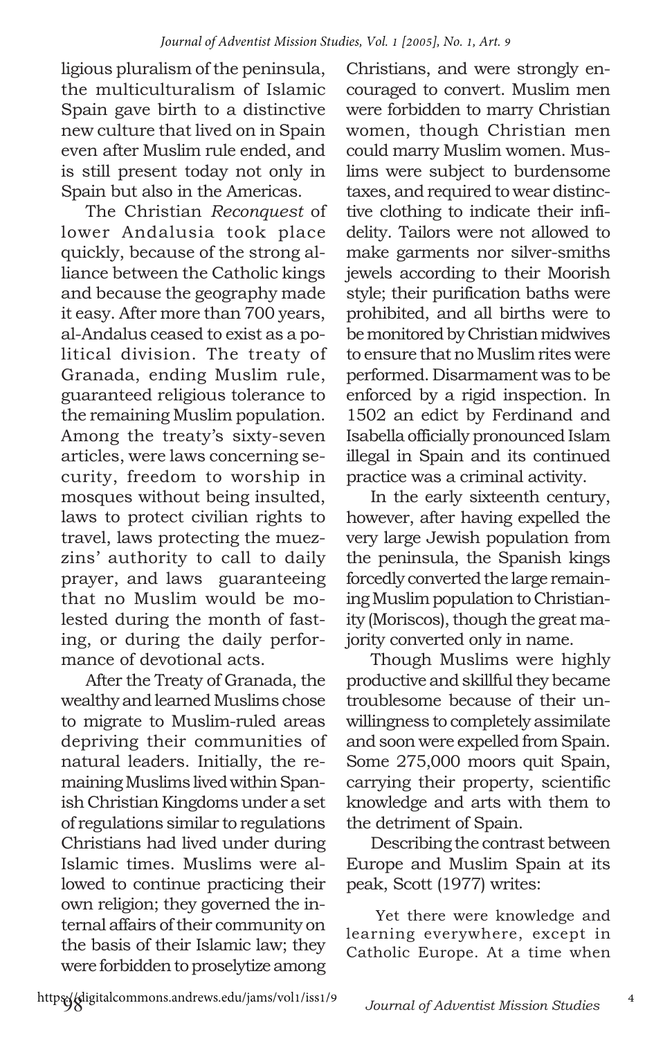ligious pluralism of the peninsula, the multiculturalism of Islamic Spain gave birth to a distinctive new culture that lived on in Spain even after Muslim rule ended, and is still present today not only in Spain but also in the Americas.

The Christian *Reconquest* of lower Andalusia took place quickly, because of the strong alliance between the Catholic kings and because the geography made it easy. After more than 700 years, al-Andalus ceased to exist as a political division. The treaty of Granada, ending Muslim rule, guaranteed religious tolerance to the remaining Muslim population. Among the treaty's sixty-seven articles, were laws concerning security, freedom to worship in mosques without being insulted, laws to protect civilian rights to travel, laws protecting the muezzins' authority to call to daily prayer, and laws guaranteeing that no Muslim would be molested during the month of fasting, or during the daily performance of devotional acts.

After the Treaty of Granada, the wealthy and learned Muslims chose to migrate to Muslim-ruled areas depriving their communities of natural leaders. Initially, the remaining Muslims lived within Spanish Christian Kingdoms under a set of regulations similar to regulations Christians had lived under during Islamic times. Muslims were allowed to continue practicing their own religion; they governed the internal affairs of their community on the basis of their Islamic law; they were forbidden to proselytize among Christians, and were strongly encouraged to convert. Muslim men were forbidden to marry Christian women, though Christian men could marry Muslim women. Muslims were subject to burdensome taxes, and required to wear distinctive clothing to indicate their infidelity. Tailors were not allowed to make garments nor silver-smiths jewels according to their Moorish style; their purification baths were prohibited, and all births were to be monitored by Christian midwives to ensure that no Muslim rites were performed. Disarmament was to be enforced by a rigid inspection. In 1502 an edict by Ferdinand and Isabella officially pronounced Islam illegal in Spain and its continued practice was a criminal activity.

In the early sixteenth century, however, after having expelled the very large Jewish population from the peninsula, the Spanish kings forcedly converted the large remaining Muslim population to Christianity (Moriscos), though the great majority converted only in name.

Though Muslims were highly productive and skillful they became troublesome because of their unwillingness to completely assimilate and soon were expelled from Spain. Some 275,000 moors quit Spain, carrying their property, scientific knowledge and arts with them to the detriment of Spain.

Describing the contrast between Europe and Muslim Spain at its peak, Scott (1977) writes:

> Yet there were knowledge and learning everywhere, except in Catholic Europe. At a time when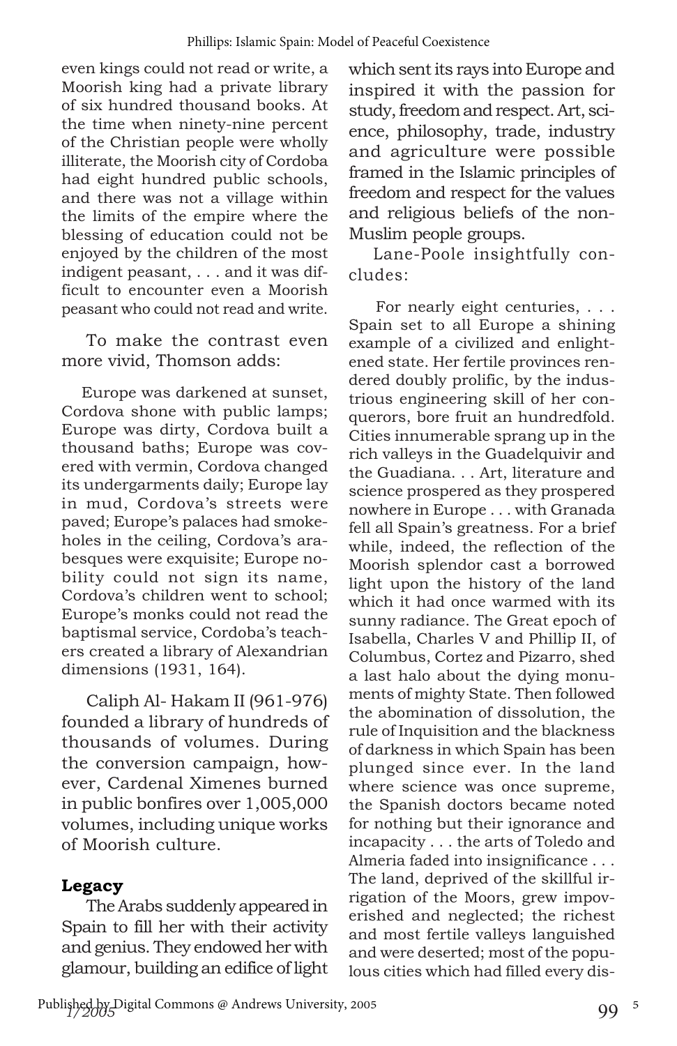even kings could not read or write, a Moorish king had a private library of six hundred thousand books. At the time when ninety-nine percent of the Christian people were wholly illiterate, the Moorish city of Cordoba had eight hundred public schools, and there was not a village within the limits of the empire where the blessing of education could not be enjoyed by the children of the most indigent peasant, . . . and it was difficult to encounter even a Moorish peasant who could not read and write.

To make the contrast even more vivid, Thomson adds:

> Europe was darkened at sunset, Cordova shone with public lamps; Europe was dirty, Cordova built a thousand baths; Europe was covered with vermin, Cordova changed its undergarments daily; Europe lay in mud, Cordova's streets were paved; Europe's palaces had smoke-holes in the ceiling, Cordova's arabesques were exquisite; Europe nobility could not sign its name, Cordova's children went to school; Europe's monks could not read the baptismal service, Cordoba's teachers created a library of Alexandrian dimensions (1931, 164).

Caliph Al- Hakam II (961-976) founded a library of hundreds of thousands of volumes. During the conversion campaign, however, Cardenal Ximenes burned in public bonfires over 1,005,000 volumes, including unique works of Moorish culture.

**Legacy**

The Arabs suddenly appeared in Spain to fill her with their activity and genius. They endowed her with glamour, building an edifice of light which sent its rays into Europe and inspired it with the passion for study, freedom and respect. Art, science, philosophy, trade, industry and agriculture were possible framed in the Islamic principles of freedom and respect for the values and religious beliefs of the non-Muslim people groups.

Lane-Poole insightfully concludes:

> For nearly eight centuries, . . . Spain set to all Europe a shining example of a civilized and enlightened state. Her fertile provinces rendered doubly prolific, by the industrious engineering skill of her conquerors, bore fruit an hundredfold. Cities innumerable sprang up in the rich valleys in the Guadelquivir and the Guadiana. . . Art, literature and science prospered as they prospered nowhere in Europe . . . with Granada fell all Spain's greatness. For a brief while, indeed, the reflection of the Moorish splendor cast a borrowed light upon the history of the land which it had once warmed with its sunny radiance. The Great epoch of Isabella, Charles V and Phillip II, of Columbus, Cortez and Pizarro, shed a last halo about the dying monuments of mighty State. Then followed the abomination of dissolution, the rule of Inquisition and the blackness of darkness in which Spain has been plunged since ever. In the land where science was once supreme, the Spanish doctors became noted for nothing but their ignorance and incapacity . . . the arts of Toledo and Almeria faded into insignificance . . . The land, deprived of the skillful irrigation of the Moors, grew impoverished and neglected; the richest and most fertile valleys languished and were deserted; most of the populous cities which had filled every dis-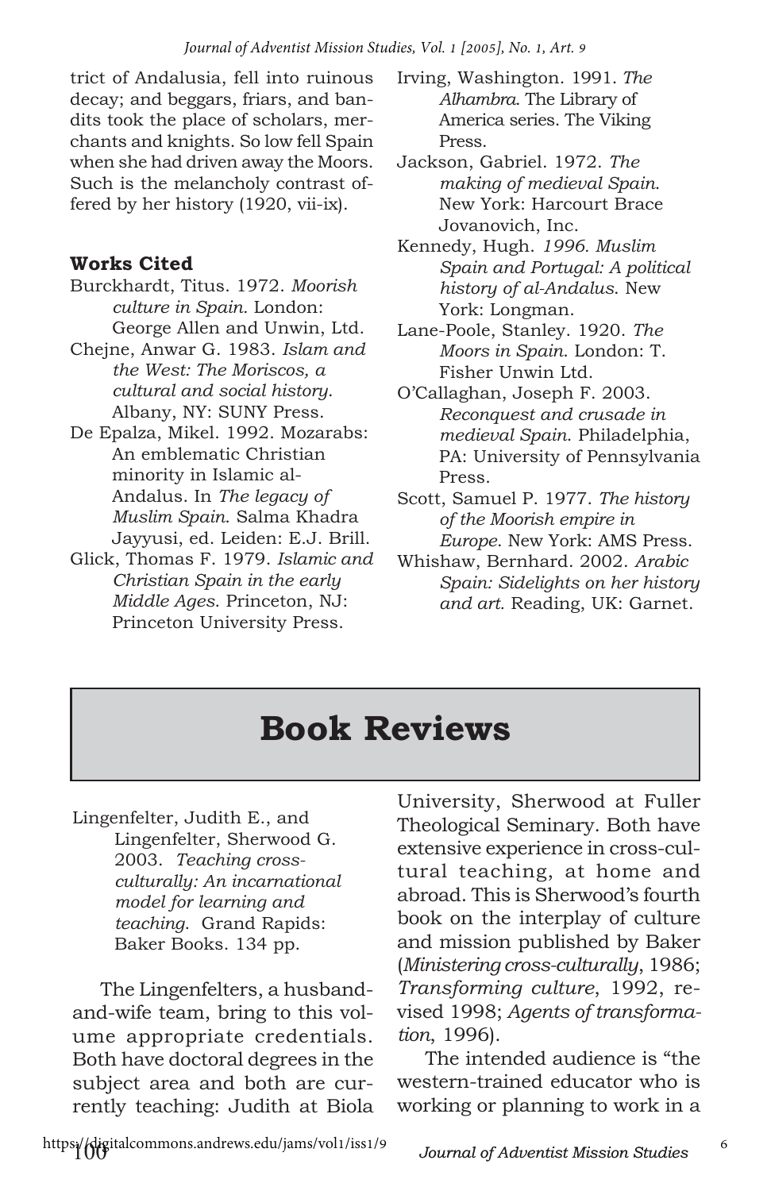trict of Andalusia, fell into ruinous decay; and beggars, friars, and bandits took the place of scholars, merchants and knights. So low fell Spain when she had driven away the Moors. Such is the melancholy contrast offered by her history (1920, vii-ix).

### Works Cited

Burckhardt, Titus. 1972. *Moorish culture in Spain.* London: George Allen and Unwin, Ltd.

Chejne, Anwar G. 1983. *Islam and the West: The Moriscos, a cultural and social history*. Albany, NY: SUNY Press.

De Epalza, Mikel. 1992. Mozarabs: An emblematic Christian minority in Islamic al-Andalus. In *The legacy of Muslim Spain.* Salma Khadra Jayyusi, ed. Leiden: E.J. Brill.

Glick, Thomas F. 1979. *Islamic and Christian Spain in the early Middle Ages*. Princeton, NJ: Princeton University Press.

Irving, Washington. 1991. *The Alhambra*. The Library of America series. The Viking Press.

Jackson, Gabriel. 1972. *The making of medieval Spain*. New York: Harcourt Brace Jovanovich, Inc.

Kennedy, Hugh. *1996. Muslim Spain and Portugal: A political history of al-Andalus*. New York: Longman.

Lane-Poole, Stanley. 1920. *The Moors in Spain.* London: T. Fisher Unwin Ltd.

O'Callaghan, Joseph F. 2003. *Reconquest and crusade in medieval Spain.* Philadelphia, PA: University of Pennsylvania Press.

Scott, Samuel P. 1977. *The history of the Moorish empire in Europe*. New York: AMS Press.

Whishaw, Bernhard. 2002. *Arabic Spain: Sidelights on her history and art.* Reading, UK: Garnet.

# Book Reviews

Lingenfelter, Judith E., and Lingenfelter, Sherwood G. 2003. *Teaching cross-culturally: An incarnational model for learning and teaching*. Grand Rapids: Baker Books. 134 pp.

The Lingenfelters, a husband-and-wife team, bring to this volume appropriate credentials. Both have doctoral degrees in the subject area and both are currently teaching: Judith at Biola University, Sherwood at Fuller Theological Seminary. Both have extensive experience in cross-cultural teaching, at home and abroad. This is Sherwood's fourth book on the interplay of culture and mission published by Baker (*Ministering cross-culturally*, 1986; *Transforming culture*, 1992, revised 1998; *Agents of transformation,* 1996).

The intended audience is "the western-trained educator who is working or planning to work in a